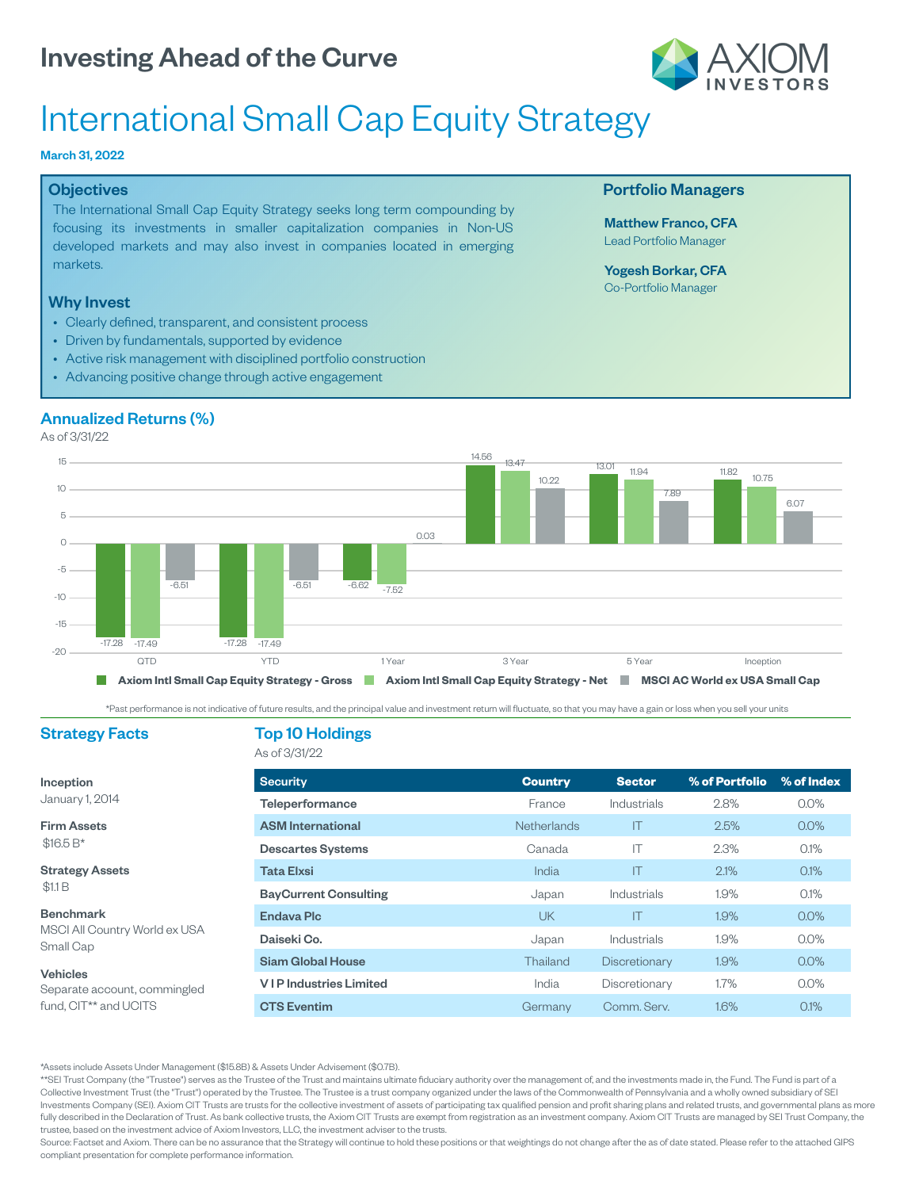# Investing Ahead of the Curve

AXIOM INVESTORS

# International Small Cap Equity Strategy

**March 31, 2022**

## Objectives

The International Small Cap Equity Strategy seeks long term compounding by focusing its investments in smaller capitalization companies in Non-US developed markets and may also invest in companies located in emerging markets.

## Why Invest

- Clearly defined, transparent, and consistent process
- Driven by fundamentals, supported by evidence
- Active risk management with disciplined portfolio construction
- Advancing positive change through active engagement

## Portfolio Managers

**Matthew Franco, CFA**
Lead Portfolio Manager

**Yogesh Borkar, CFA**
Co-Portfolio Manager

## Annualized Returns (%)

As of 3/31/22

15
10
5
0
-5
-10
-15
-20

QTD: -17.28, -17.49, -6.51
YTD: -17.28, -17.49, -6.51
1 Year: -6.62, -7.52, 0.03
3 Year: 14.56, 13.47, 10.22
5 Year: 13.01, 11.94, 7.89
Inception: 11.82, 10.75, 6.07

Axiom Intl Small Cap Equity Strategy - Gross | Axiom Intl Small Cap Equity Strategy - Net | MSCI AC World ex USA Small Cap

*Past performance is not indicative of future results, and the principal value and investment return will fluctuate, so that you may have a gain or loss when you sell your units

## Strategy Facts

**Inception**
January 1, 2014

**Firm Assets**
$16.5 B*

**Strategy Assets**
$1.1 B

**Benchmark**
MSCI All Country World ex USA Small Cap

**Vehicles**
Separate account, commingled fund, CIT** and UCITS

## Top 10 Holdings

As of 3/31/22

| Security | Country | Sector | % of Portfolio | % of Index |
|---|---|---|---|---|
| Teleperformance | France | Industrials | 2.8% | 0.0% |
| ASM International | Netherlands | IT | 2.5% | 0.0% |
| Descartes Systems | Canada | IT | 2.3% | 0.1% |
| Tata Elxsi | India | IT | 2.1% | 0.1% |
| BayCurrent Consulting | Japan | Industrials | 1.9% | 0.1% |
| Endava Plc | UK | IT | 1.9% | 0.0% |
| Daiseki Co. | Japan | Industrials | 1.9% | 0.0% |
| Siam Global House | Thailand | Discretionary | 1.9% | 0.0% |
| V I P Industries Limited | India | Discretionary | 1.7% | 0.0% |
| CTS Eventim | Germany | Comm. Serv. | 1.6% | 0.1% |

*Assets include Assets Under Management ($15.8B) & Assets Under Advisement ($0.7B).

**SEI Trust Company (the "Trustee") serves as the Trustee of the Trust and maintains ultimate fiduciary authority over the management of, and the investments made in, the Fund. The Fund is part of a Collective Investment Trust (the "Trust") operated by the Trustee. The Trustee is a trust company organized under the laws of the Commonwealth of Pennsylvania and a wholly owned subsidiary of SEI Investments Company (SEI). Axiom CIT Trusts are trusts for the collective investment of assets of participating tax qualified pension and profit sharing plans and related trusts, and governmental plans as more fully described in the Declaration of Trust. As bank collective trusts, the Axiom CIT Trusts are exempt from registration as an investment company. Axiom CIT Trusts are managed by SEI Trust Company, the trustee, based on the investment advice of Axiom Investors, LLC, the investment adviser to the trusts.

Source: Factset and Axiom. There can be no assurance that the Strategy will continue to hold these positions or that weightings do not change after the as of date stated. Please refer to the attached GIPS compliant presentation for complete performance information.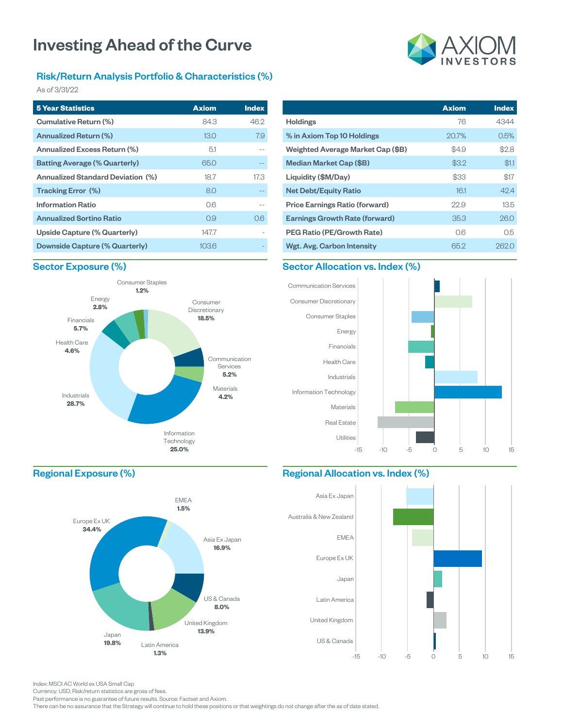# Investing Ahead of the Curve

AXIOM INVESTORS

## Risk/Return Analysis Portfolio & Characteristics (%)

As of 3/31/22

| 5 Year Statistics | Axiom | Index |
|---|---|---|
| Cumulative Return (%) | 84.3 | 46.2 |
| Annualized Return (%) | 13.0 | 7.9 |
| Annualized Excess Return (%) | 5.1 | -- |
| Batting Average (% Quarterly) | 65.0 | -- |
| Annualized Standard Deviation (%) | 18.7 | 17.3 |
| Tracking Error (%) | 8.0 | -- |
| Information Ratio | 0.6 | -- |
| Annualized Sortino Ratio | 0.9 | 0.6 |
| Upside Capture (% Quarterly) | 147.7 | - |
| Downside Capture (% Quarterly) | 103.6 | - |

| | Axiom | Index |
|---|---|---|
| Holdings | 76 | 4344 |
| % in Axiom Top 10 Holdings | 20.7% | 0.5% |
| Weighted Average Market Cap ($B) | $4.9 | $2.8 |
| Median Market Cap ($B) | $3.2 | $1.1 |
| Liquidity ($M/Day) | $33 | $17 |
| Net Debt/Equity Ratio | 16.1 | 42.4 |
| Price Earnings Ratio (forward) | 22.9 | 13.5 |
| Earnings Growth Rate (forward) | 35.3 | 26.0 |
| PEG Ratio (PE/Growth Rate) | 0.6 | 0.5 |
| Wgt. Avg. Carbon Intensity | 65.2 | 262.0 |

## Sector Exposure (%)

Consumer Staples 1.2%
Consumer Discretionary 18.5%
Communication Services 5.2%
Materials 4.2%
Information Technology 25.0%
Industrials 28.7%
Health Care 4.6%
Financials 5.7%
Energy 2.8%

## Sector Allocation vs. Index (%)

Communication Services
Consumer Discretionary
Consumer Staples
Energy
Financials
Health Care
Industrials
Information Technology
Materials
Real Estate
Utilities

-15 -10 -5 0 5 10 15

## Regional Exposure (%)

EMEA 1.5%
Asia Ex Japan 16.9%
US & Canada 8.0%
United Kingdom 13.9%
Latin America 1.3%
Japan 19.8%
Europe Ex UK 34.4%

## Regional Allocation vs. Index (%)

Asia Ex Japan
Australia & New Zealand
EMEA
Europe Ex UK
Japan
Latin America
United Kingdom
US & Canada

-15 -10 -5 0 5 10 15

Index: MSCI AC World ex USA Small Cap
Currency: USD, Risk/return statistics are gross of fees.
Past performance is no guarantee of future results. Source: Factset and Axiom.
There can be no assurance that the Strategy will continue to hold these positions or that weightings do not change after the as of date stated.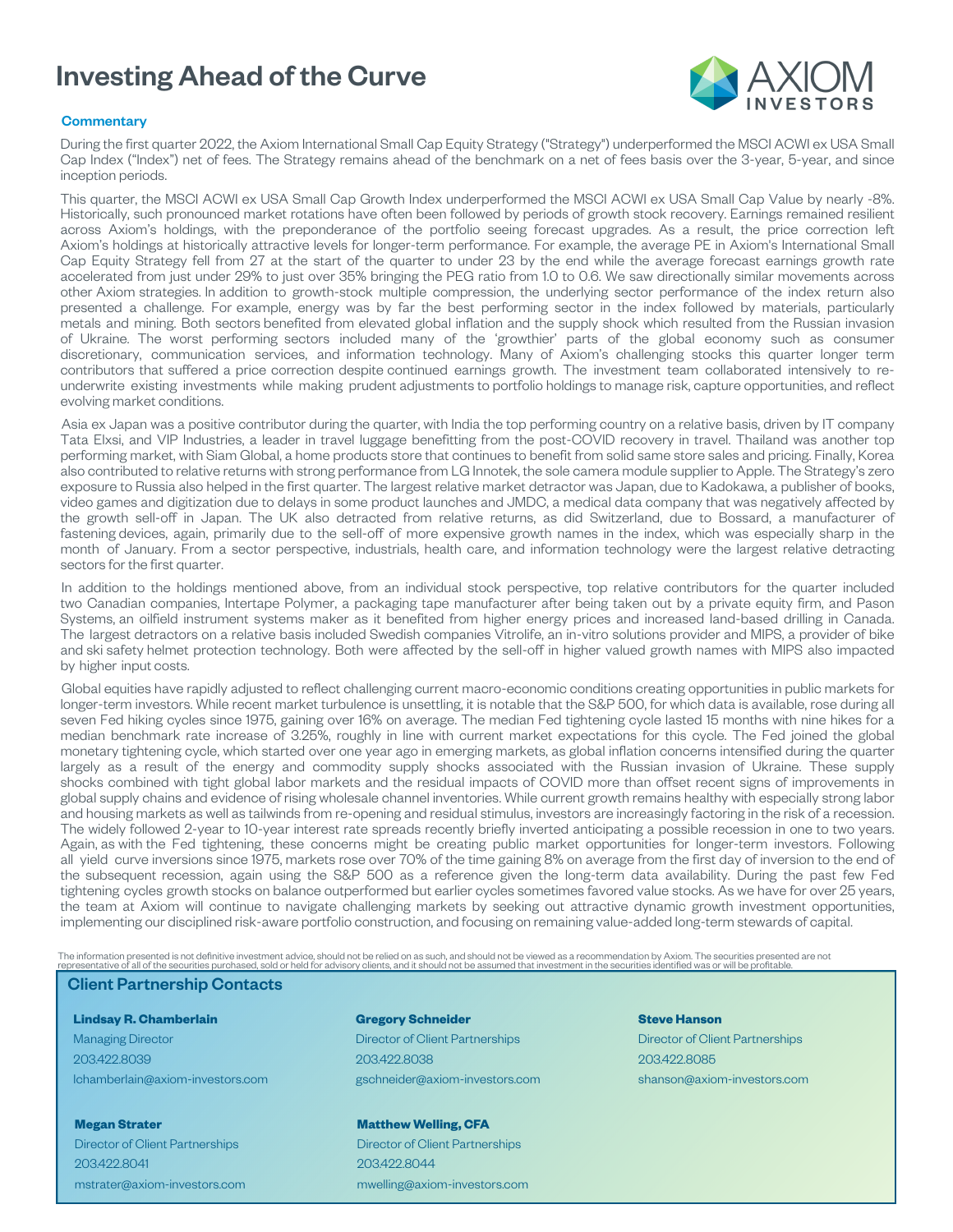# Investing Ahead of the Curve

AXIOM INVESTORS

### Commentary

During the first quarter 2022, the Axiom International Small Cap Equity Strategy ("Strategy") underperformed the MSCI ACWI ex USA Small Cap Index ("Index") net of fees. The Strategy remains ahead of the benchmark on a net of fees basis over the 3-year, 5-year, and since inception periods.

This quarter, the MSCI ACWI ex USA Small Cap Growth Index underperformed the MSCI ACWI ex USA Small Cap Value by nearly -8%. Historically, such pronounced market rotations have often been followed by periods of growth stock recovery. Earnings remained resilient across Axiom's holdings, with the preponderance of the portfolio seeing forecast upgrades. As a result, the price correction left Axiom's holdings at historically attractive levels for longer-term performance. For example, the average PE in Axiom's International Small Cap Equity Strategy fell from 27 at the start of the quarter to under 23 by the end while the average forecast earnings growth rate accelerated from just under 29% to just over 35% bringing the PEG ratio from 1.0 to 0.6. We saw directionally similar movements across other Axiom strategies. In addition to growth-stock multiple compression, the underlying sector performance of the index return also presented a challenge. For example, energy was by far the best performing sector in the index followed by materials, particularly metals and mining. Both sectors benefited from elevated global inflation and the supply shock which resulted from the Russian invasion of Ukraine. The worst performing sectors included many of the 'growthier' parts of the global economy such as consumer discretionary, communication services, and information technology. Many of Axiom's challenging stocks this quarter longer term contributors that suffered a price correction despite continued earnings growth. The investment team collaborated intensively to re-underwrite existing investments while making prudent adjustments to portfolio holdings to manage risk, capture opportunities, and reflect evolving market conditions.

Asia ex Japan was a positive contributor during the quarter, with India the top performing country on a relative basis, driven by IT company Tata Elxsi, and VIP Industries, a leader in travel luggage benefitting from the post-COVID recovery in travel. Thailand was another top performing market, with Siam Global, a home products store that continues to benefit from solid same store sales and pricing. Finally, Korea also contributed to relative returns with strong performance from LG Innotek, the sole camera module supplier to Apple. The Strategy's zero exposure to Russia also helped in the first quarter. The largest relative market detractor was Japan, due to Kadokawa, a publisher of books, video games and digitization due to delays in some product launches and JMDC, a medical data company that was negatively affected by the growth sell-off in Japan. The UK also detracted from relative returns, as did Switzerland, due to Bossard, a manufacturer of fastening devices, again, primarily due to the sell-off of more expensive growth names in the index, which was especially sharp in the month of January. From a sector perspective, industrials, health care, and information technology were the largest relative detracting sectors for the first quarter.

In addition to the holdings mentioned above, from an individual stock perspective, top relative contributors for the quarter included two Canadian companies, Intertape Polymer, a packaging tape manufacturer after being taken out by a private equity firm, and Pason Systems, an oilfield instrument systems maker as it benefited from higher energy prices and increased land-based drilling in Canada. The largest detractors on a relative basis included Swedish companies Vitrolife, an in-vitro solutions provider and MIPS, a provider of bike and ski safety helmet protection technology. Both were affected by the sell-off in higher valued growth names with MIPS also impacted by higher input costs.

Global equities have rapidly adjusted to reflect challenging current macro-economic conditions creating opportunities in public markets for longer-term investors. While recent market turbulence is unsettling, it is notable that the S&P 500, for which data is available, rose during all seven Fed hiking cycles since 1975, gaining over 16% on average. The median Fed tightening cycle lasted 15 months with nine hikes for a median benchmark rate increase of 3.25%, roughly in line with current market expectations for this cycle. The Fed joined the global monetary tightening cycle, which started over one year ago in emerging markets, as global inflation concerns intensified during the quarter largely as a result of the energy and commodity supply shocks associated with the Russian invasion of Ukraine. These supply shocks combined with tight global labor markets and the residual impacts of COVID more than offset recent signs of improvements in global supply chains and evidence of rising wholesale channel inventories. While current growth remains healthy with especially strong labor and housing markets as well as tailwinds from re-opening and residual stimulus, investors are increasingly factoring in the risk of a recession. The widely followed 2-year to 10-year interest rate spreads recently briefly inverted anticipating a possible recession in one to two years. Again, as with the Fed tightening, these concerns might be creating public market opportunities for longer-term investors. Following all yield curve inversions since 1975, markets rose over 70% of the time gaining 8% on average from the first day of inversion to the end of the subsequent recession, again using the S&P 500 as a reference given the long-term data availability. During the past few Fed tightening cycles growth stocks on balance outperformed but earlier cycles sometimes favored value stocks. As we have for over 25 years, the team at Axiom will continue to navigate challenging markets by seeking out attractive dynamic growth investment opportunities, implementing our disciplined risk-aware portfolio construction, and focusing on remaining value-added long-term stewards of capital.

The information presented is not definitive investment advice, should not be relied on as such, and should not be viewed as a recommendation by Axiom. The securities presented are not representative of all of the securities purchased, sold or held for advisory clients, and it should not be assumed that investment in the securities identified was or will be profitable.

## Client Partnership Contacts

**Lindsay R. Chamberlain**
Managing Director
203.422.8039
lchamberlain@axiom-investors.com

**Gregory Schneider**
Director of Client Partnerships
203.422.8038
gschneider@axiom-investors.com

**Steve Hanson**
Director of Client Partnerships
203.422.8085
shanson@axiom-investors.com

**Megan Strater**
Director of Client Partnerships
203.422.8041
mstrater@axiom-investors.com

**Matthew Welling, CFA**
Director of Client Partnerships
203.422.8044
mwelling@axiom-investors.com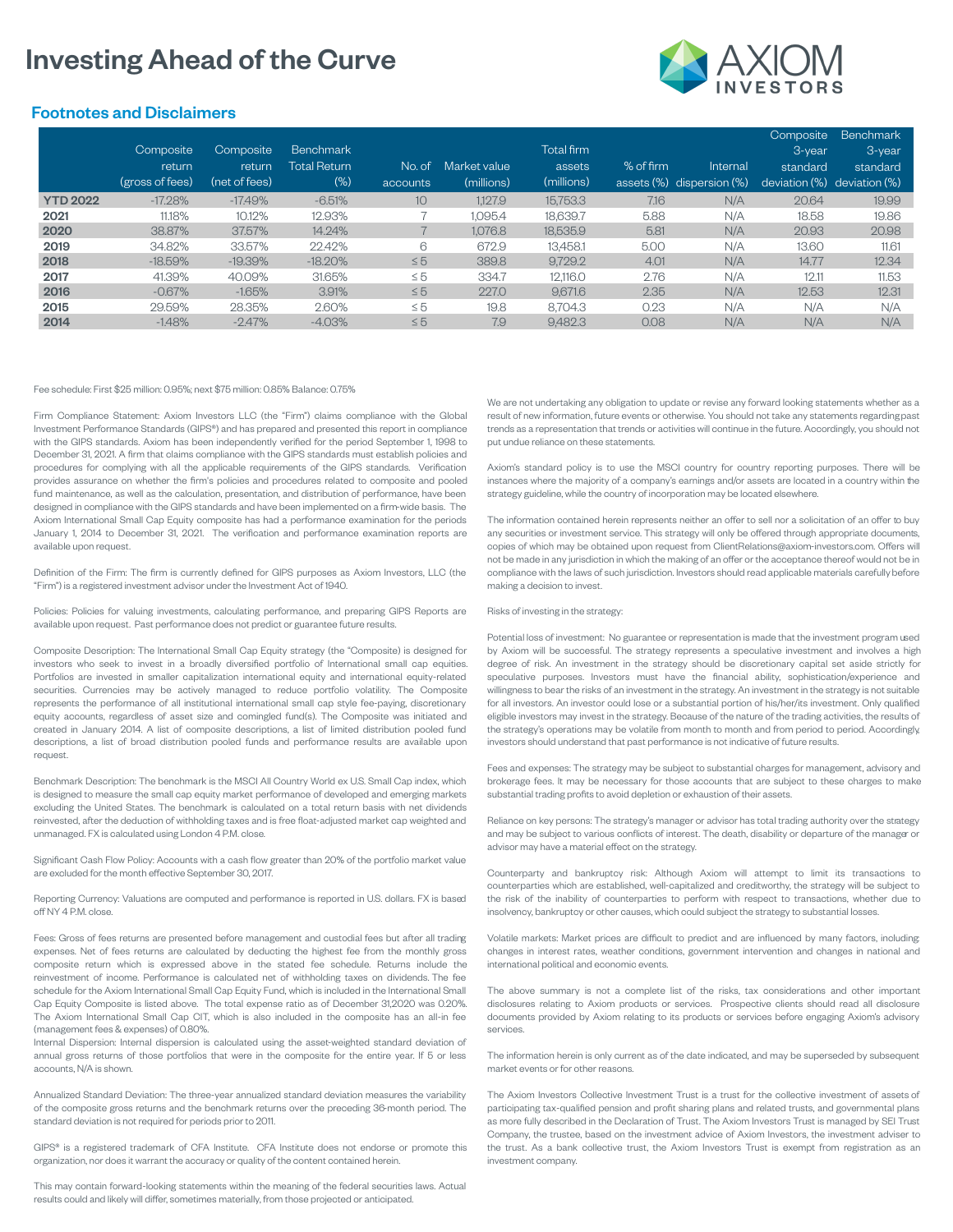# Investing Ahead of the Curve

AXIOM INVESTORS

## Footnotes and Disclaimers

| | Composite return (gross of fees) | Composite return (net of fees) | Benchmark Total Return (%) | No. of accounts | Market value (millions) | Total firm assets (millions) | % of firm assets (%) | Internal dispersion (%) | Composite 3-year standard deviation (%) | Benchmark 3-year standard deviation (%) |
|---|---|---|---|---|---|---|---|---|---|---|
| **YTD 2022** | -17.28% | -17.49% | -6.51% | 10 | 1,127.9 | 15,753.3 | 7.16 | N/A | 20.64 | 19.99 |
| **2021** | 11.18% | 10.12% | 12.93% | 7 | 1,095.4 | 18,639.7 | 5.88 | N/A | 18.58 | 19.86 |
| **2020** | 38.87% | 37.57% | 14.24% | 7 | 1,076.8 | 18,535.9 | 5.81 | N/A | 20.93 | 20.98 |
| **2019** | 34.82% | 33.57% | 22.42% | 6 | 672.9 | 13,458.1 | 5.00 | N/A | 13.60 | 11.61 |
| **2018** | -18.59% | -19.39% | -18.20% | ≤ 5 | 389.8 | 9,729.2 | 4.01 | N/A | 14.77 | 12.34 |
| **2017** | 41.39% | 40.09% | 31.65% | ≤ 5 | 334.7 | 12,116.0 | 2.76 | N/A | 12.11 | 11.53 |
| **2016** | -0.67% | -1.65% | 3.91% | ≤ 5 | 227.0 | 9,671.6 | 2.35 | N/A | 12.53 | 12.31 |
| **2015** | 29.59% | 28.35% | 2.60% | ≤ 5 | 19.8 | 8,704.3 | 0.23 | N/A | N/A | N/A |
| **2014** | -1.48% | -2.47% | -4.03% | ≤ 5 | 7.9 | 9,482.3 | 0.08 | N/A | N/A | N/A |

Fee schedule: First $25 million: 0.95%; next $75 million: 0.85% Balance: 0.75%

Firm Compliance Statement: Axiom Investors LLC (the "Firm") claims compliance with the Global Investment Performance Standards (GIPS®) and has prepared and presented this report in compliance with the GIPS standards. Axiom has been independently verified for the period September 1, 1998 to December 31, 2021. A firm that claims compliance with the GIPS standards must establish policies and procedures for complying with all the applicable requirements of the GIPS standards. Verification provides assurance on whether the firm's policies and procedures related to composite and pooled fund maintenance, as well as the calculation, presentation, and distribution of performance, have been designed in compliance with the GIPS standards and have been implemented on a firm-wide basis. The Axiom International Small Cap Equity composite has had a performance examination for the periods January 1, 2014 to December 31, 2021. The verification and performance examination reports are available upon request.

Definition of the Firm: The firm is currently defined for GIPS purposes as Axiom Investors, LLC (the "Firm") is a registered investment advisor under the Investment Act of 1940.

Policies: Policies for valuing investments, calculating performance, and preparing GIPS Reports are available upon request. Past performance does not predict or guarantee future results.

Composite Description: The International Small Cap Equity strategy (the "Composite") is designed for investors who seek to invest in a broadly diversified portfolio of International small cap equities. Portfolios are invested in smaller capitalization international equity and international equity-related securities. Currencies may be actively managed to reduce portfolio volatility. The Composite represents the performance of all institutional international small cap style fee-paying, discretionary equity accounts, regardless of asset size and comingled fund(s). The Composite was initiated and created in January 2014. A list of composite descriptions, a list of limited distribution pooled fund descriptions, a list of broad distribution pooled funds and performance results are available upon request.

Benchmark Description: The benchmark is the MSCI All Country World ex U.S. Small Cap index, which is designed to measure the small cap equity market performance of developed and emerging markets excluding the United States. The benchmark is calculated on a total return basis with net dividends reinvested, after the deduction of withholding taxes and is free float-adjusted market cap weighted and unmanaged. FX is calculated using London 4 P.M. close.

Significant Cash Flow Policy: Accounts with a cash flow greater than 20% of the portfolio market value are excluded for the month effective September 30, 2017.

Reporting Currency: Valuations are computed and performance is reported in U.S. dollars. FX is based off NY 4 P.M. close.

Fees: Gross of fees returns are presented before management and custodial fees but after all trading expenses. Net of fees returns are calculated by deducting the highest fee from the monthly gross composite return which is expressed above in the stated fee schedule. Returns include the reinvestment of income. Performance is calculated net of withholding taxes on dividends. The fee schedule for the Axiom International Small Cap Equity Fund, which is included in the International Small Cap Equity Composite is listed above. The total expense ratio as of December 31,2020 was 0.20%. The Axiom International Small Cap CIT, which is also included in the composite has an all-in fee (management fees & expenses) of 0.80%.

Internal Dispersion: Internal dispersion is calculated using the asset-weighted standard deviation of annual gross returns of those portfolios that were in the composite for the entire year. If 5 or less accounts, N/A is shown.

Annualized Standard Deviation: The three-year annualized standard deviation measures the variability of the composite gross returns and the benchmark returns over the preceding 36-month period. The standard deviation is not required for periods prior to 2011.

GIPS® is a registered trademark of CFA Institute. CFA Institute does not endorse or promote this organization, nor does it warrant the accuracy or quality of the content contained herein.

This may contain forward-looking statements within the meaning of the federal securities laws. Actual results could and likely will differ, sometimes materially, from those projected or anticipated.

We are not undertaking any obligation to update or revise any forward looking statements whether as a result of new information, future events or otherwise. You should not take any statements regarding past trends as a representation that trends or activities will continue in the future. Accordingly, you should not put undue reliance on these statements.

Axiom's standard policy is to use the MSCI country for country reporting purposes. There will be instances where the majority of a company's earnings and/or assets are located in a country within the strategy guideline, while the country of incorporation may be located elsewhere.

The information contained herein represents neither an offer to sell nor a solicitation of an offer to buy any securities or investment service. This strategy will only be offered through appropriate documents, copies of which may be obtained upon request from ClientRelations@axiom-investors.com. Offers will not be made in any jurisdiction in which the making of an offer or the acceptance thereof would not be in compliance with the laws of such jurisdiction. Investors should read applicable materials carefully before making a decision to invest.

Risks of investing in the strategy:

Potential loss of investment: No guarantee or representation is made that the investment program used by Axiom will be successful. The strategy represents a speculative investment and involves a high degree of risk. An investment in the strategy should be discretionary capital set aside strictly for speculative purposes. Investors must have the financial ability, sophistication/experience and willingness to bear the risks of an investment in the strategy. An investment in the strategy is not suitable for all investors. An investor could lose or a substantial portion of his/her/its investment. Only qualified eligible investors may invest in the strategy. Because of the nature of the trading activities, the results of the strategy's operations may be volatile from month to month and from period to period. Accordingly, investors should understand that past performance is not indicative of future results.

Fees and expenses: The strategy may be subject to substantial charges for management, advisory and brokerage fees. It may be necessary for those accounts that are subject to these charges to make substantial trading profits to avoid depletion or exhaustion of their assets.

Reliance on key persons: The strategy's manager or advisor has total trading authority over the strategy and may be subject to various conflicts of interest. The death, disability or departure of the manager or advisor may have a material effect on the strategy.

Counterparty and bankruptcy risk: Although Axiom will attempt to limit its transactions to counterparties which are established, well-capitalized and creditworthy, the strategy will be subject to the risk of the inability of counterparties to perform with respect to transactions, whether due to insolvency, bankruptcy or other causes, which could subject the strategy to substantial losses.

Volatile markets: Market prices are difficult to predict and are influenced by many factors, including: changes in interest rates, weather conditions, government intervention and changes in national and international political and economic events.

The above summary is not a complete list of the risks, tax considerations and other important disclosures relating to Axiom products or services. Prospective clients should read all disclosure documents provided by Axiom relating to its products or services before engaging Axiom's advisory services.

The information herein is only current as of the date indicated, and may be superseded by subsequent market events or for other reasons.

The Axiom Investors Collective Investment Trust is a trust for the collective investment of assets of participating tax-qualified pension and profit sharing plans and related trusts, and governmental plans as more fully described in the Declaration of Trust. The Axiom Investors Trust is managed by SEI Trust Company, the trustee, based on the investment advice of Axiom Investors, the investment adviser to the trust. As a bank collective trust, the Axiom Investors Trust is exempt from registration as an investment company.